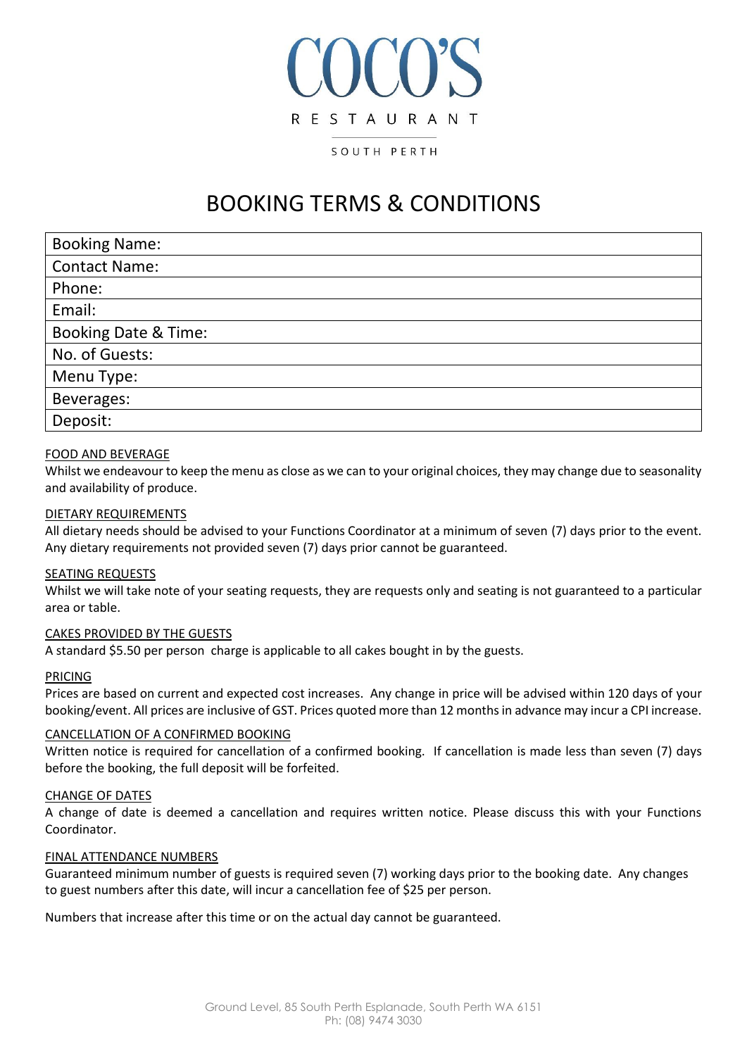# COCO'S

RESTAURANT

SOUTH PERTH

## BOOKING TERMS & CONDITIONS

| Booking Name: |
|---|
| Contact Name: |
| Phone: |
| Email: |
| Booking Date & Time: |
| No. of Guests: |
| Menu Type: |
| Beverages: |
| Deposit: |

### FOOD AND BEVERAGE

Whilst we endeavour to keep the menu as close as we can to your original choices, they may change due to seasonality and availability of produce.

### DIETARY REQUIREMENTS

All dietary needs should be advised to your Functions Coordinator at a minimum of seven (7) days prior to the event. Any dietary requirements not provided seven (7) days prior cannot be guaranteed.

### SEATING REQUESTS

Whilst we will take note of your seating requests, they are requests only and seating is not guaranteed to a particular area or table.

### CAKES PROVIDED BY THE GUESTS

A standard $5.50 per person charge is applicable to all cakes bought in by the guests.

### PRICING

Prices are based on current and expected cost increases. Any change in price will be advised within 120 days of your booking/event. All prices are inclusive of GST. Prices quoted more than 12 months in advance may incur a CPI increase.

### CANCELLATION OF A CONFIRMED BOOKING

Written notice is required for cancellation of a confirmed booking. If cancellation is made less than seven (7) days before the booking, the full deposit will be forfeited.

### CHANGE OF DATES

A change of date is deemed a cancellation and requires written notice. Please discuss this with your Functions Coordinator.

### FINAL ATTENDANCE NUMBERS

Guaranteed minimum number of guests is required seven (7) working days prior to the booking date. Any changes to guest numbers after this date, will incur a cancellation fee of $25 per person.

Numbers that increase after this time or on the actual day cannot be guaranteed.

Ground Level, 85 South Perth Esplanade, South Perth WA 6151
Ph: (08) 9474 3030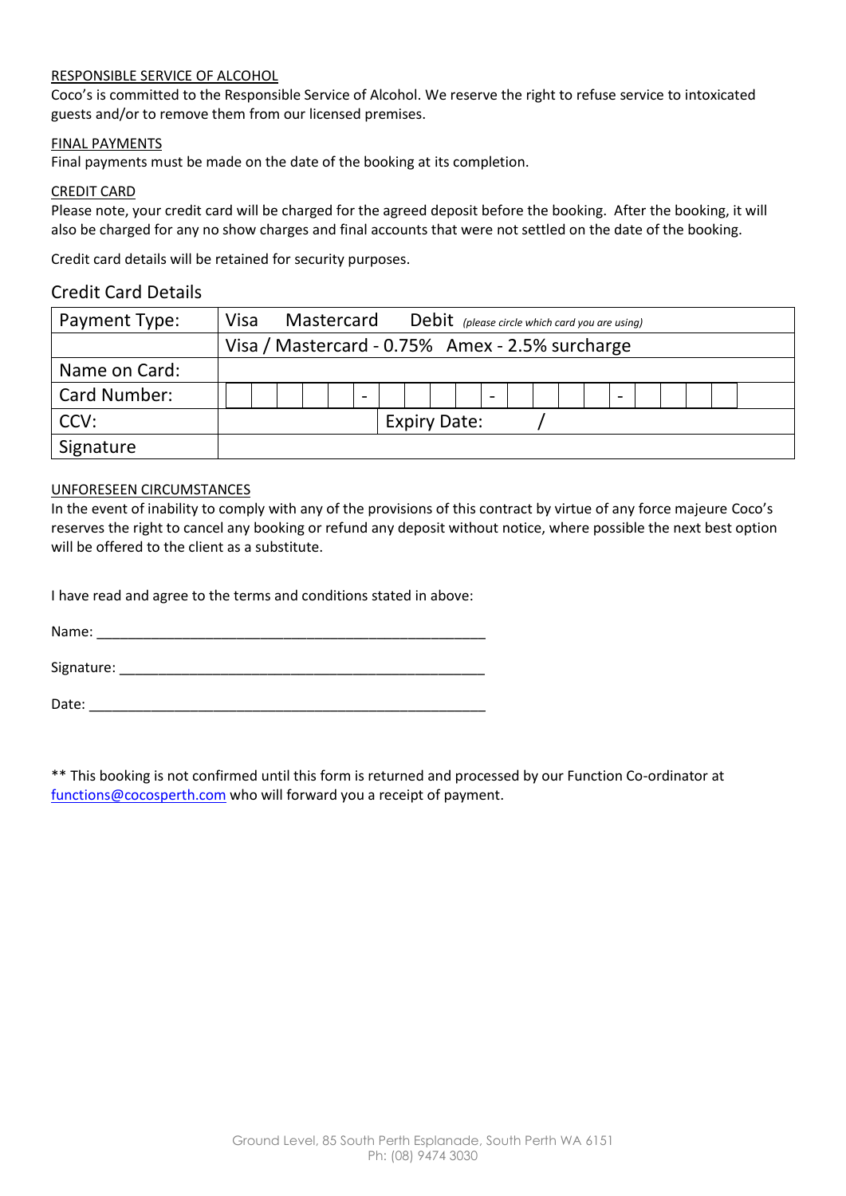RESPONSIBLE SERVICE OF ALCOHOL

Coco's is committed to the Responsible Service of Alcohol. We reserve the right to refuse service to intoxicated guests and/or to remove them from our licensed premises.

FINAL PAYMENTS

Final payments must be made on the date of the booking at its completion.

CREDIT CARD

Please note, your credit card will be charged for the agreed deposit before the booking. After the booking, it will also be charged for any no show charges and final accounts that were not settled on the date of the booking.

Credit card details will be retained for security purposes.

## Credit Card Details

| | |
|---|---|
| Payment Type: | Visa Mastercard Debit *(please circle which card you are using)* |
| | Visa / Mastercard - 0.75% Amex - 2.5% surcharge |
| Name on Card: | |
| Card Number: | - - - |
| CCV: | Expiry Date: / |
| Signature | |

UNFORESEEN CIRCUMSTANCES

In the event of inability to comply with any of the provisions of this contract by virtue of any force majeure Coco's reserves the right to cancel any booking or refund any deposit without notice, where possible the next best option will be offered to the client as a substitute.

I have read and agree to the terms and conditions stated in above:

Name: ____________________________________________________

Signature: ________________________________________________

Date: _____________________________________________________

** This booking is not confirmed until this form is returned and processed by our Function Co-ordinator at functions@cocosperth.com who will forward you a receipt of payment.

Ground Level, 85 South Perth Esplanade, South Perth WA 6151
Ph: (08) 9474 3030